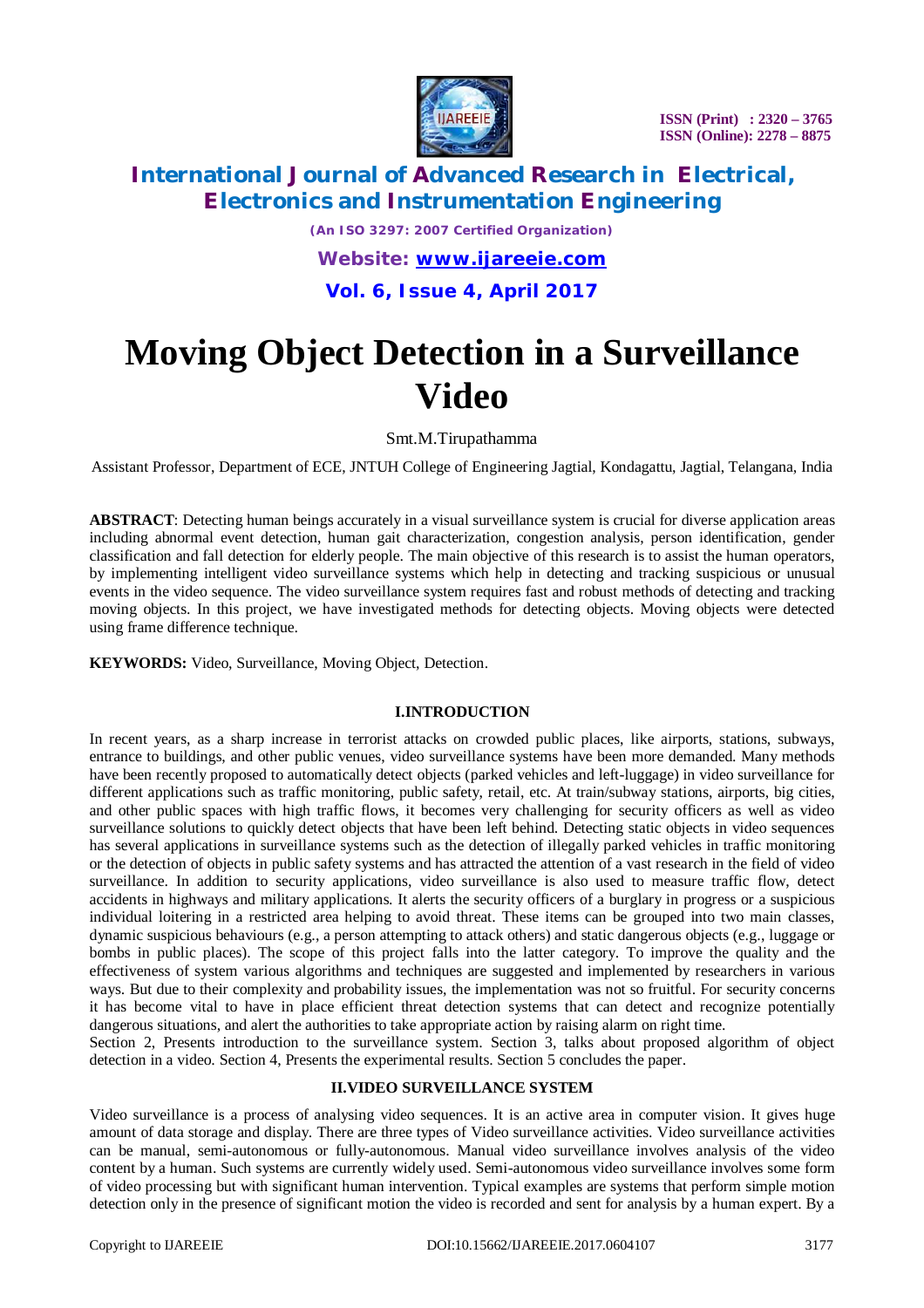# Moving Object Detection in a Surveillance Video

Smt.M.Tirupathamma

Assistant Professor, Department of ECE, JNTUH College of Engineering Jagtial, Kondagattu, Jagtial, Telangana, India

**ABSTRACT**: Detecting human beings accurately in a visual surveillance system is crucial for diverse application areas including abnormal event detection, human gait characterization, congestion analysis, person identification, gender classification and fall detection for elderly people. The main objective of this research is to assist the human operators, by implementing intelligent video surveillance systems which help in detecting and tracking suspicious or unusual events in the video sequence. The video surveillance system requires fast and robust methods of detecting and tracking moving objects. In this project, we have investigated methods for detecting objects. Moving objects were detected using frame difference technique.

**KEYWORDS:** Video, Surveillance, Moving Object, Detection.

## I.INTRODUCTION

In recent years, as a sharp increase in terrorist attacks on crowded public places, like airports, stations, subways, entrance to buildings, and other public venues, video surveillance systems have been more demanded. Many methods have been recently proposed to automatically detect objects (parked vehicles and left-luggage) in video surveillance for different applications such as traffic monitoring, public safety, retail, etc. At train/subway stations, airports, big cities, and other public spaces with high traffic flows, it becomes very challenging for security officers as well as video surveillance solutions to quickly detect objects that have been left behind. Detecting static objects in video sequences has several applications in surveillance systems such as the detection of illegally parked vehicles in traffic monitoring or the detection of objects in public safety systems and has attracted the attention of a vast research in the field of video surveillance. In addition to security applications, video surveillance is also used to measure traffic flow, detect accidents in highways and military applications. It alerts the security officers of a burglary in progress or a suspicious individual loitering in a restricted area helping to avoid threat. These items can be grouped into two main classes, dynamic suspicious behaviours (e.g., a person attempting to attack others) and static dangerous objects (e.g., luggage or bombs in public places). The scope of this project falls into the latter category. To improve the quality and the effectiveness of system various algorithms and techniques are suggested and implemented by researchers in various ways. But due to their complexity and probability issues, the implementation was not so fruitful. For security concerns it has become vital to have in place efficient threat detection systems that can detect and recognize potentially dangerous situations, and alert the authorities to take appropriate action by raising alarm on right time.

Section 2, Presents introduction to the surveillance system. Section 3, talks about proposed algorithm of object detection in a video. Section 4, Presents the experimental results. Section 5 concludes the paper.

## II.VIDEO SURVEILLANCE SYSTEM

Video surveillance is a process of analysing video sequences. It is an active area in computer vision. It gives huge amount of data storage and display. There are three types of Video surveillance activities. Video surveillance activities can be manual, semi-autonomous or fully-autonomous. Manual video surveillance involves analysis of the video content by a human. Such systems are currently widely used. Semi-autonomous video surveillance involves some form of video processing but with significant human intervention. Typical examples are systems that perform simple motion detection only in the presence of significant motion the video is recorded and sent for analysis by a human expert. By a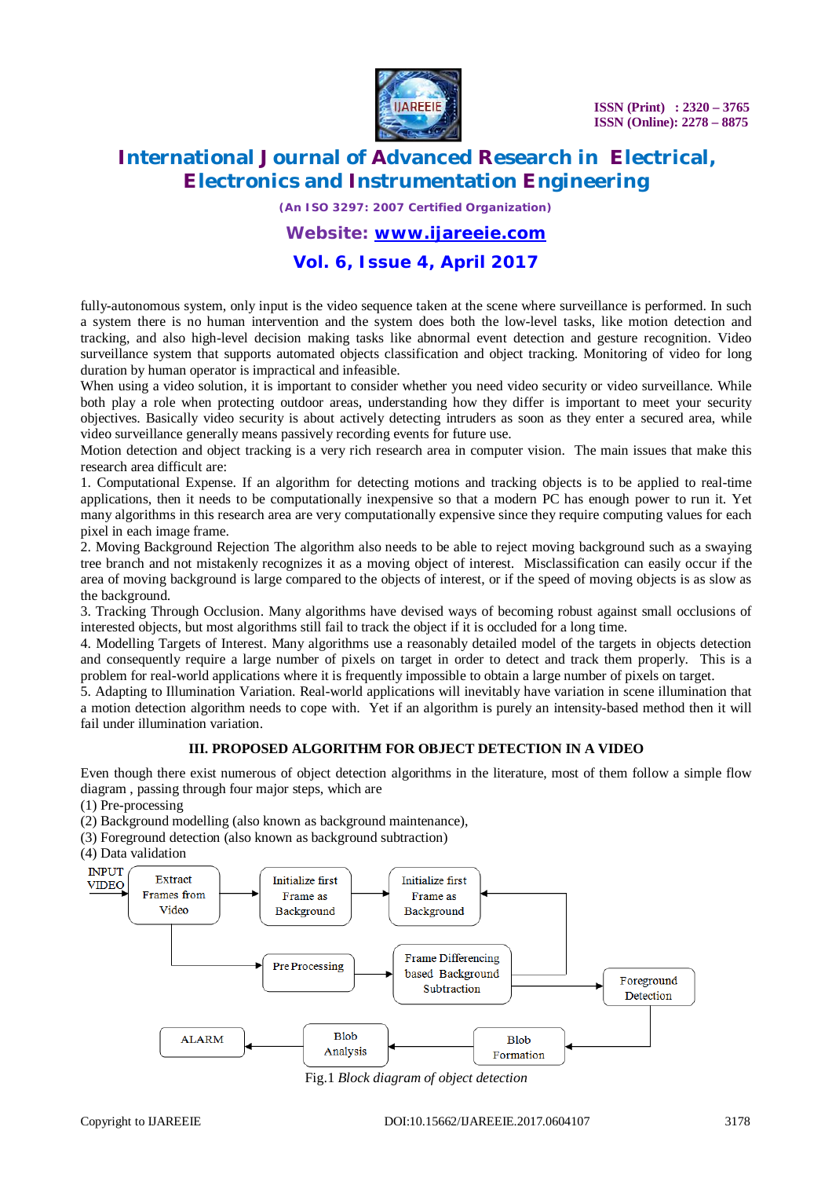fully-autonomous system, only input is the video sequence taken at the scene where surveillance is performed. In such a system there is no human intervention and the system does both the low-level tasks, like motion detection and tracking, and also high-level decision making tasks like abnormal event detection and gesture recognition. Video surveillance system that supports automated objects classification and object tracking. Monitoring of video for long duration by human operator is impractical and infeasible.
When using a video solution, it is important to consider whether you need video security or video surveillance. While both play a role when protecting outdoor areas, understanding how they differ is important to meet your security objectives. Basically video security is about actively detecting intruders as soon as they enter a secured area, while video surveillance generally means passively recording events for future use.
Motion detection and object tracking is a very rich research area in computer vision. The main issues that make this research area difficult are:
1. Computational Expense. If an algorithm for detecting motions and tracking objects is to be applied to real-time applications, then it needs to be computationally inexpensive so that a modern PC has enough power to run it. Yet many algorithms in this research area are very computationally expensive since they require computing values for each pixel in each image frame.
2. Moving Background Rejection The algorithm also needs to be able to reject moving background such as a swaying tree branch and not mistakenly recognizes it as a moving object of interest. Misclassification can easily occur if the area of moving background is large compared to the objects of interest, or if the speed of moving objects is as slow as the background.
3. Tracking Through Occlusion. Many algorithms have devised ways of becoming robust against small occlusions of interested objects, but most algorithms still fail to track the object if it is occluded for a long time.
4. Modelling Targets of Interest. Many algorithms use a reasonably detailed model of the targets in objects detection and consequently require a large number of pixels on target in order to detect and track them properly. This is a problem for real-world applications where it is frequently impossible to obtain a large number of pixels on target.
5. Adapting to Illumination Variation. Real-world applications will inevitably have variation in scene illumination that a motion detection algorithm needs to cope with. Yet if an algorithm is purely an intensity-based method then it will fail under illumination variation.

## III. PROPOSED ALGORITHM FOR OBJECT DETECTION IN A VIDEO

Even though there exist numerous of object detection algorithms in the literature, most of them follow a simple flow diagram , passing through four major steps, which are
(1) Pre-processing
(2) Background modelling (also known as background maintenance),
(3) Foreground detection (also known as background subtraction)
(4) Data validation

INPUT VIDEO → Extract Frames from Video → Initialize first Frame as Background → Initialize first Frame as Background

Extract Frames from Video → Pre Processing → Frame Differencing based Background Subtraction → Foreground Detection → Blob Formation → Blob Analysis → ALARM

Fig.1 *Block diagram of object detection*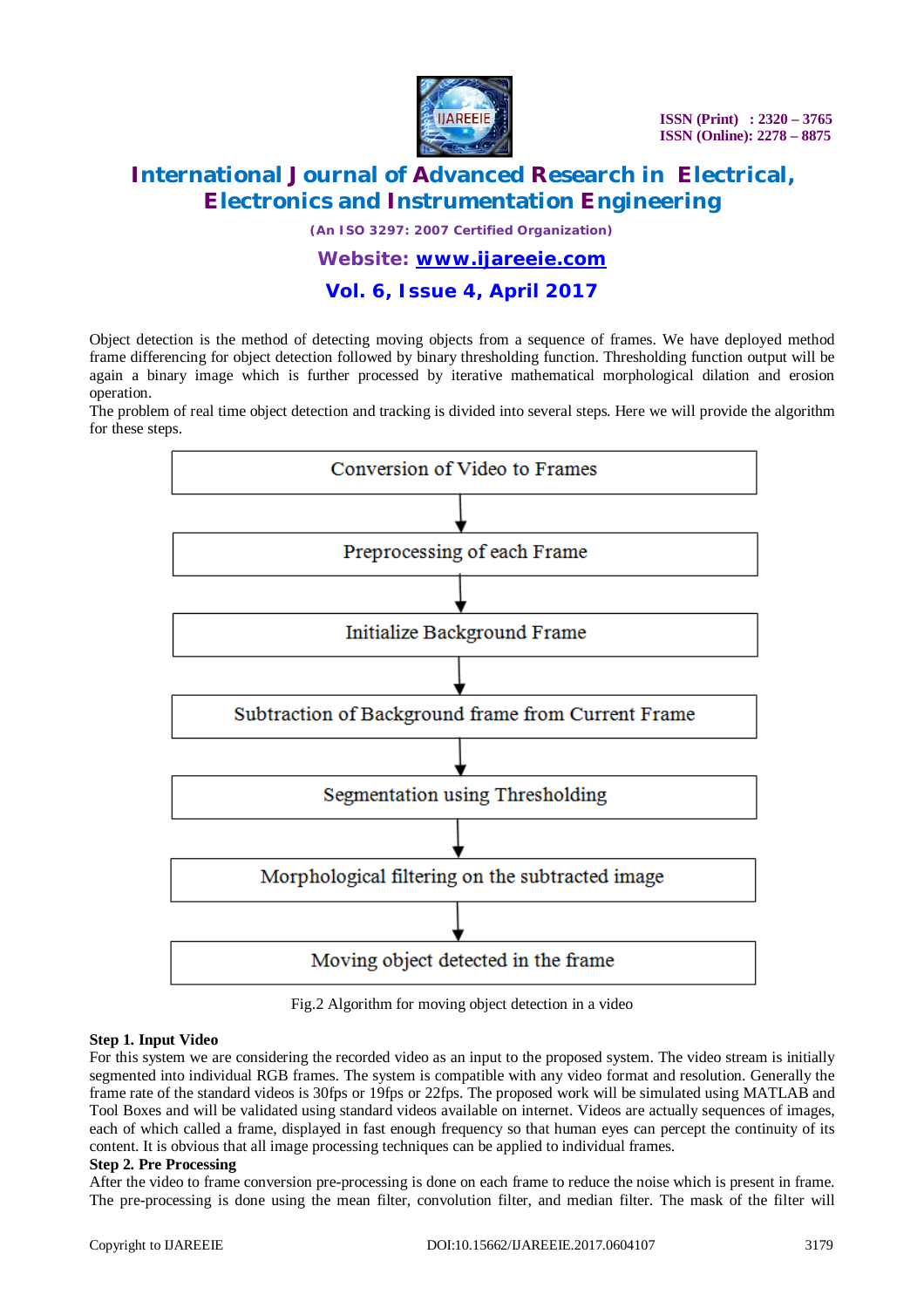Object detection is the method of detecting moving objects from a sequence of frames. We have deployed method frame differencing for object detection followed by binary thresholding function. Thresholding function output will be again a binary image which is further processed by iterative mathematical morphological dilation and erosion operation.

The problem of real time object detection and tracking is divided into several steps. Here we will provide the algorithm for these steps.

Conversion of Video to Frames
↓
Preprocessing of each Frame
↓
Initialize Background Frame
↓
Subtraction of Background frame from Current Frame
↓
Segmentation using Thresholding
↓
Morphological filtering on the subtracted image
↓
Moving object detected in the frame

Fig.2 Algorithm for moving object detection in a video

**Step 1. Input Video**

For this system we are considering the recorded video as an input to the proposed system. The video stream is initially segmented into individual RGB frames. The system is compatible with any video format and resolution. Generally the frame rate of the standard videos is 30fps or 19fps or 22fps. The proposed work will be simulated using MATLAB and Tool Boxes and will be validated using standard videos available on internet. Videos are actually sequences of images, each of which called a frame, displayed in fast enough frequency so that human eyes can percept the continuity of its content. It is obvious that all image processing techniques can be applied to individual frames.

**Step 2. Pre Processing**

After the video to frame conversion pre-processing is done on each frame to reduce the noise which is present in frame. The pre-processing is done using the mean filter, convolution filter, and median filter. The mask of the filter will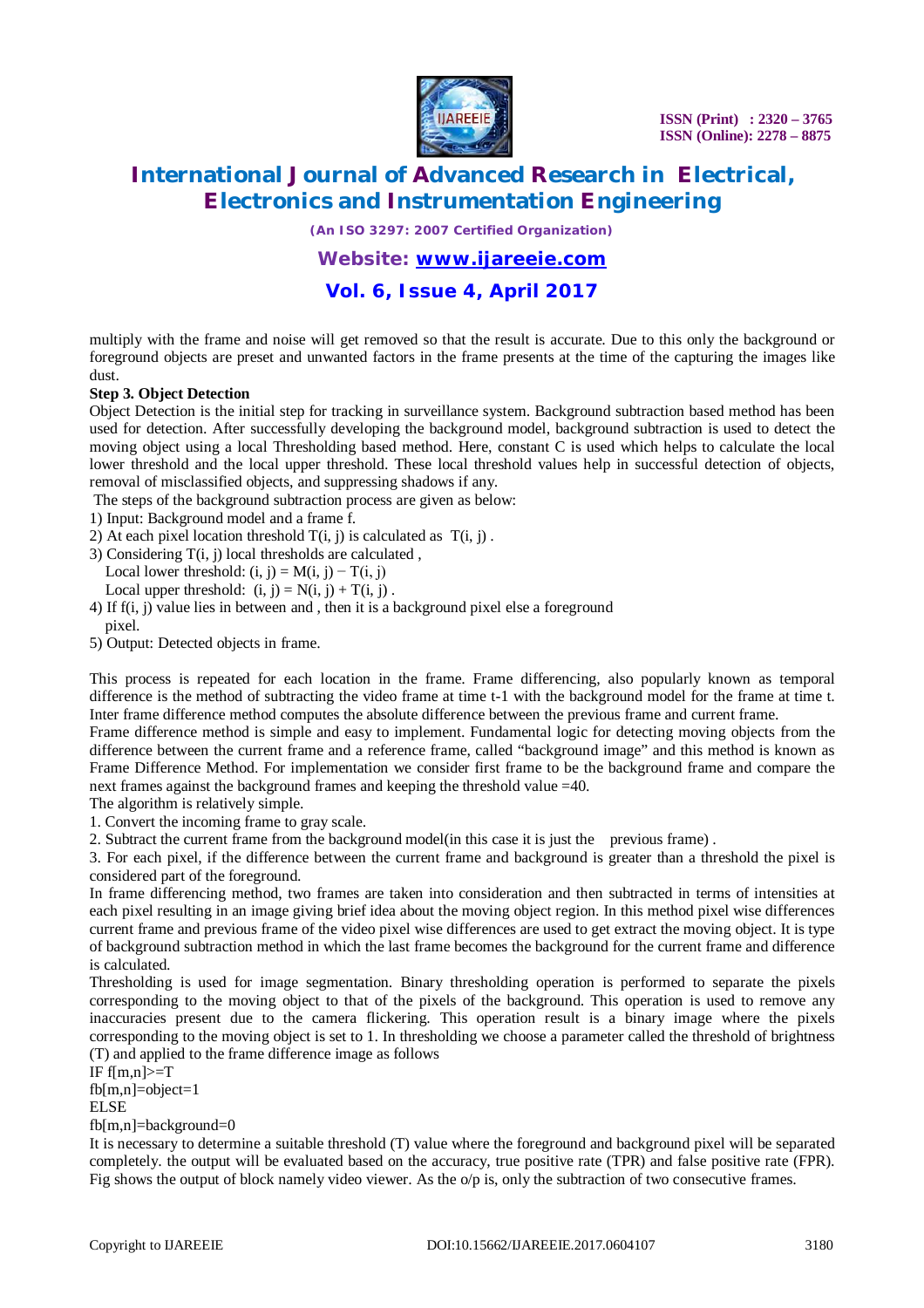multiply with the frame and noise will get removed so that the result is accurate. Due to this only the background or foreground objects are preset and unwanted factors in the frame presents at the time of the capturing the images like dust.

**Step 3. Object Detection**

Object Detection is the initial step for tracking in surveillance system. Background subtraction based method has been used for detection. After successfully developing the background model, background subtraction is used to detect the moving object using a local Thresholding based method. Here, constant C is used which helps to calculate the local lower threshold and the local upper threshold. These local threshold values help in successful detection of objects, removal of misclassified objects, and suppressing shadows if any.

The steps of the background subtraction process are given as below:

1) Input: Background model and a frame f.
2) At each pixel location threshold T(i, j) is calculated as T(i, j) .
3) Considering T(i, j) local thresholds are calculated ,
   Local lower threshold: (i, j) = M(i, j) − T(i, j)
   Local upper threshold: (i, j) = N(i, j) + T(i, j) .
4) If f(i, j) value lies in between and , then it is a background pixel else a foreground pixel.
5) Output: Detected objects in frame.

This process is repeated for each location in the frame. Frame differencing, also popularly known as temporal difference is the method of subtracting the video frame at time t-1 with the background model for the frame at time t. Inter frame difference method computes the absolute difference between the previous frame and current frame.

Frame difference method is simple and easy to implement. Fundamental logic for detecting moving objects from the difference between the current frame and a reference frame, called "background image" and this method is known as Frame Difference Method. For implementation we consider first frame to be the background frame and compare the next frames against the background frames and keeping the threshold value =40.

The algorithm is relatively simple.

1. Convert the incoming frame to gray scale.
2. Subtract the current frame from the background model(in this case it is just the previous frame) .
3. For each pixel, if the difference between the current frame and background is greater than a threshold the pixel is considered part of the foreground.

In frame differencing method, two frames are taken into consideration and then subtracted in terms of intensities at each pixel resulting in an image giving brief idea about the moving object region. In this method pixel wise differences current frame and previous frame of the video pixel wise differences are used to get extract the moving object. It is type of background subtraction method in which the last frame becomes the background for the current frame and difference is calculated.

Thresholding is used for image segmentation. Binary thresholding operation is performed to separate the pixels corresponding to the moving object to that of the pixels of the background. This operation is used to remove any inaccuracies present due to the camera flickering. This operation result is a binary image where the pixels corresponding to the moving object is set to 1. In thresholding we choose a parameter called the threshold of brightness (T) and applied to the frame difference image as follows

```
IF f[m,n]>=T
fb[m,n]=object=1
ELSE
fb[m,n]=background=0
```

It is necessary to determine a suitable threshold (T) value where the foreground and background pixel will be separated completely. the output will be evaluated based on the accuracy, true positive rate (TPR) and false positive rate (FPR). Fig shows the output of block namely video viewer. As the o/p is, only the subtraction of two consecutive frames.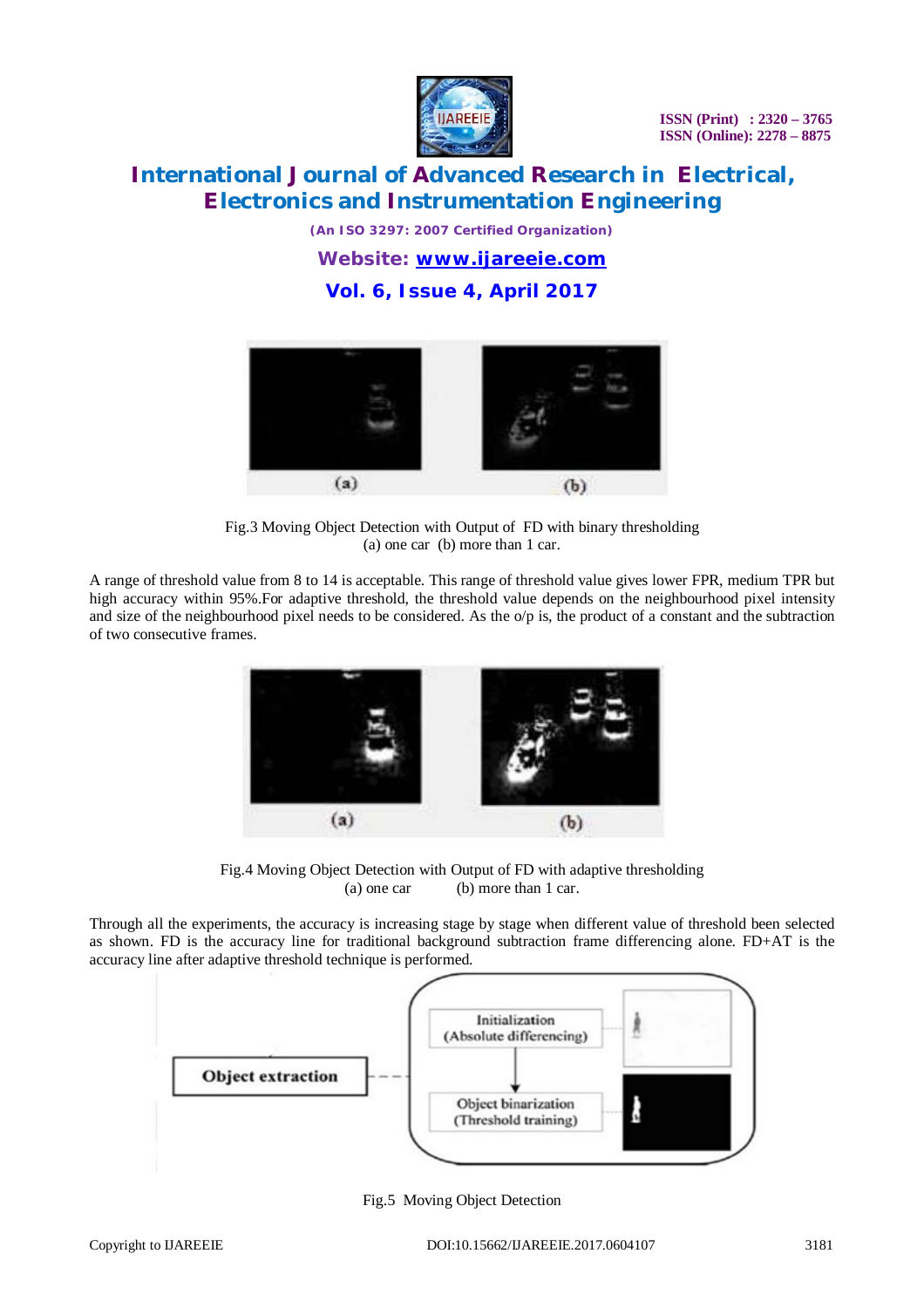Fig.3 Moving Object Detection with Output of FD with binary thresholding
(a) one car (b) more than 1 car.

A range of threshold value from 8 to 14 is acceptable. This range of threshold value gives lower FPR, medium TPR but high accuracy within 95%.For adaptive threshold, the threshold value depends on the neighbourhood pixel intensity and size of the neighbourhood pixel needs to be considered. As the o/p is, the product of a constant and the subtraction of two consecutive frames.

Fig.4 Moving Object Detection with Output of FD with adaptive thresholding
(a) one car (b) more than 1 car.

Through all the experiments, the accuracy is increasing stage by stage when different value of threshold been selected as shown. FD is the accuracy line for traditional background subtraction frame differencing alone. FD+AT is the accuracy line after adaptive threshold technique is performed.

Fig.5 Moving Object Detection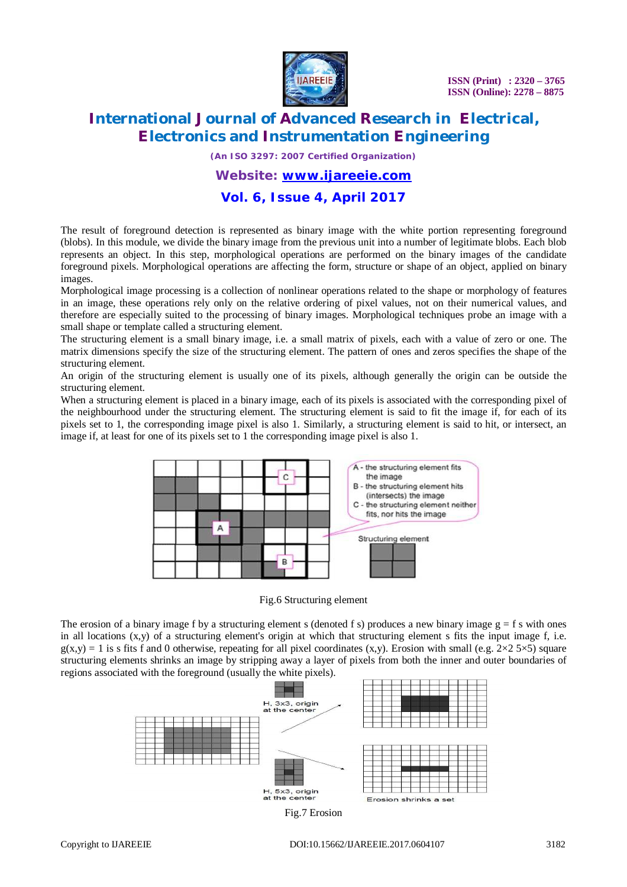The result of foreground detection is represented as binary image with the white portion representing foreground (blobs). In this module, we divide the binary image from the previous unit into a number of legitimate blobs. Each blob represents an object. In this step, morphological operations are performed on the binary images of the candidate foreground pixels. Morphological operations are affecting the form, structure or shape of an object, applied on binary images.

Morphological image processing is a collection of nonlinear operations related to the shape or morphology of features in an image, these operations rely only on the relative ordering of pixel values, not on their numerical values, and therefore are especially suited to the processing of binary images. Morphological techniques probe an image with a small shape or template called a structuring element.

The structuring element is a small binary image, i.e. a small matrix of pixels, each with a value of zero or one. The matrix dimensions specify the size of the structuring element. The pattern of ones and zeros specifies the shape of the structuring element.

An origin of the structuring element is usually one of its pixels, although generally the origin can be outside the structuring element.

When a structuring element is placed in a binary image, each of its pixels is associated with the corresponding pixel of the neighbourhood under the structuring element. The structuring element is said to fit the image if, for each of its pixels set to 1, the corresponding image pixel is also 1. Similarly, a structuring element is said to hit, or intersect, an image if, at least for one of its pixels set to 1 the corresponding image pixel is also 1.

Fig.6 Structuring element

The erosion of a binary image f by a structuring element s (denoted f s) produces a new binary image g = f s with ones in all locations (x,y) of a structuring element's origin at which that structuring element s fits the input image f, i.e. g(x,y) = 1 is s fits f and 0 otherwise, repeating for all pixel coordinates (x,y). Erosion with small (e.g. 2×2 5×5) square structuring elements shrinks an image by stripping away a layer of pixels from both the inner and outer boundaries of regions associated with the foreground (usually the white pixels).

Fig.7 Erosion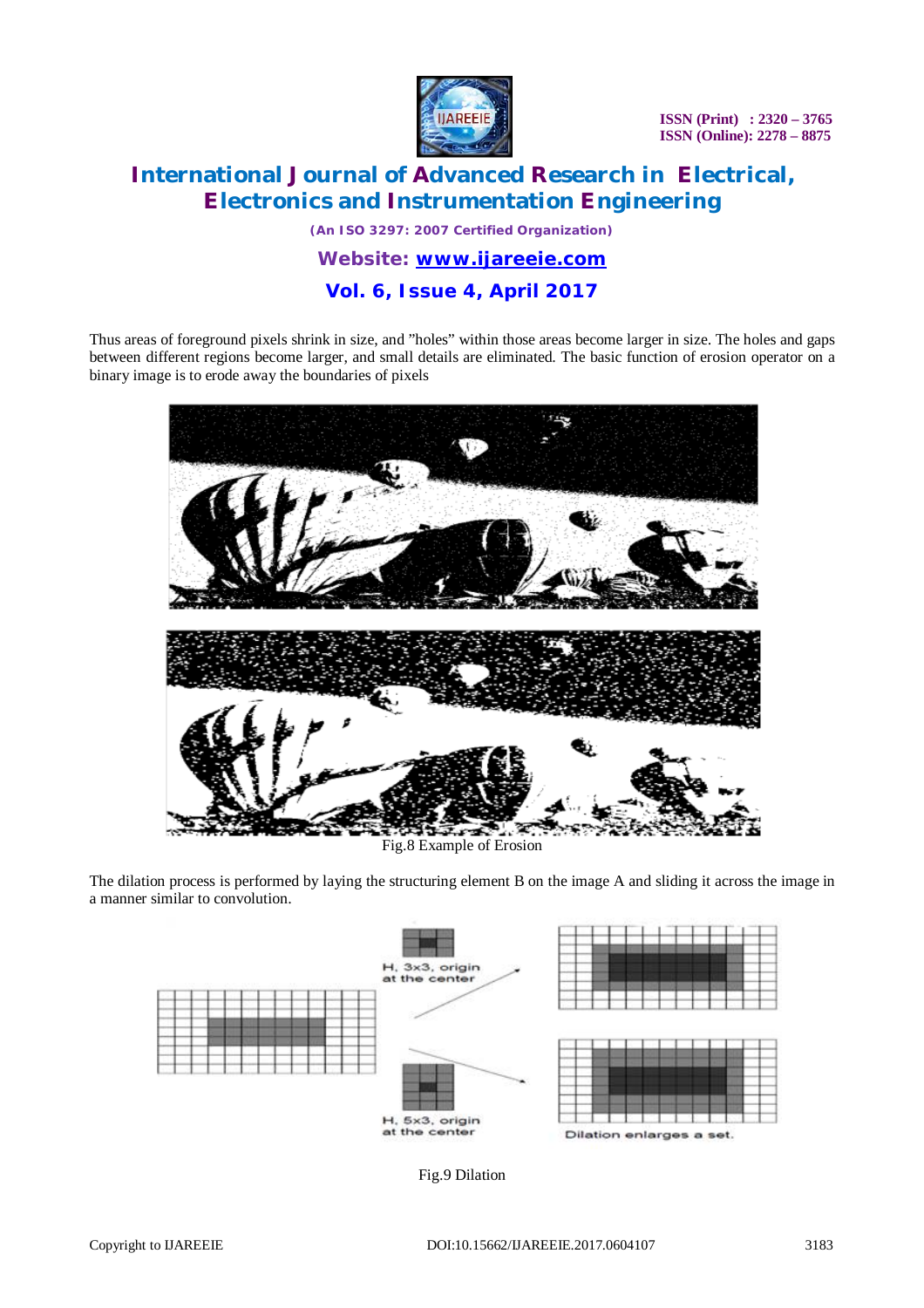Thus areas of foreground pixels shrink in size, and "holes" within those areas become larger in size. The holes and gaps between different regions become larger, and small details are eliminated. The basic function of erosion operator on a binary image is to erode away the boundaries of pixels

Fig.8 Example of Erosion

The dilation process is performed by laying the structuring element B on the image A and sliding it across the image in a manner similar to convolution.

H, 3x3, origin at the center

H, 5x3, origin at the center

Dilation enlarges a set.

Fig.9 Dilation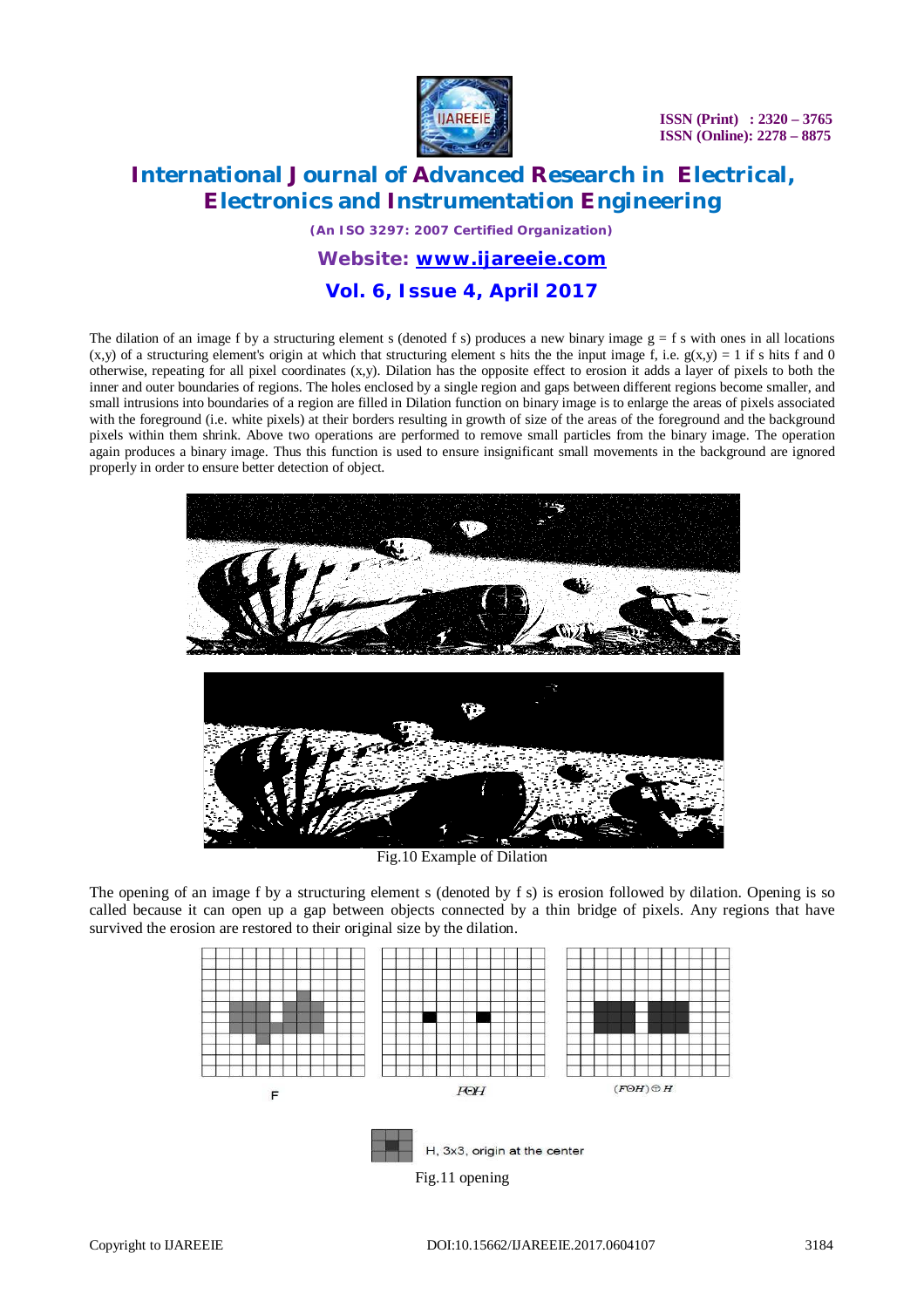The dilation of an image f by a structuring element s (denoted f s) produces a new binary image g = f s with ones in all locations (x,y) of a structuring element's origin at which that structuring element s hits the the input image f, i.e. g(x,y) = 1 if s hits f and 0 otherwise, repeating for all pixel coordinates (x,y). Dilation has the opposite effect to erosion it adds a layer of pixels to both the inner and outer boundaries of regions. The holes enclosed by a single region and gaps between different regions become smaller, and small intrusions into boundaries of a region are filled in Dilation function on binary image is to enlarge the areas of pixels associated with the foreground (i.e. white pixels) at their borders resulting in growth of size of the areas of the foreground and the background pixels within them shrink. Above two operations are performed to remove small particles from the binary image. The operation again produces a binary image. Thus this function is used to ensure insignificant small movements in the background are ignored properly in order to ensure better detection of object.

Fig.10 Example of Dilation

The opening of an image f by a structuring element s (denoted by f s) is erosion followed by dilation. Opening is so called because it can open up a gap between objects connected by a thin bridge of pixels. Any regions that have survived the erosion are restored to their original size by the dilation.

F $F \ominus H$ $(F \ominus H) \oplus H$

H, 3x3, origin at the center

Fig.11 opening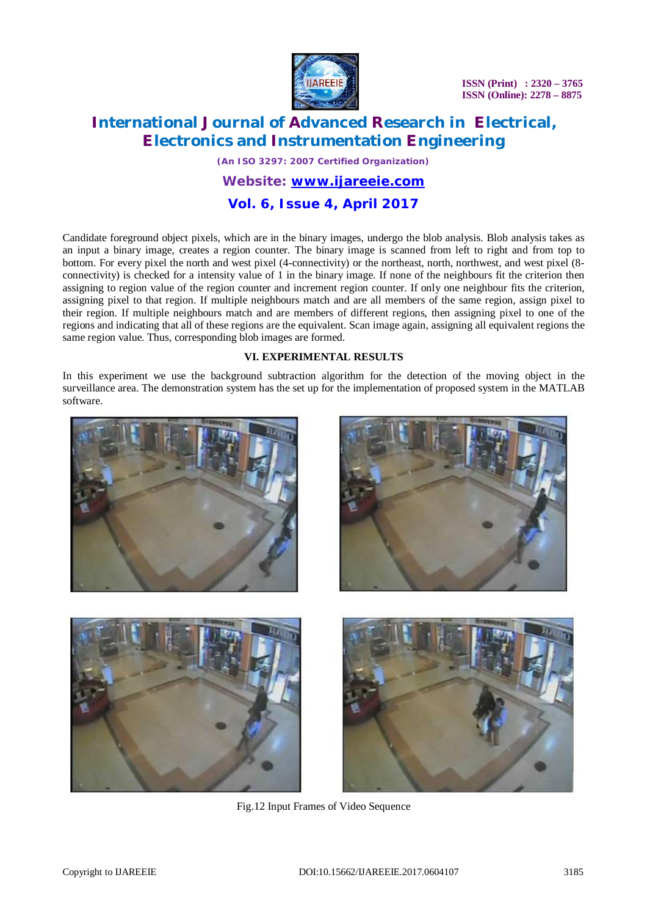Candidate foreground object pixels, which are in the binary images, undergo the blob analysis. Blob analysis takes as an input a binary image, creates a region counter. The binary image is scanned from left to right and from top to bottom. For every pixel the north and west pixel (4-connectivity) or the northeast, north, northwest, and west pixel (8-connectivity) is checked for a intensity value of 1 in the binary image. If none of the neighbours fit the criterion then assigning to region value of the region counter and increment region counter. If only one neighbour fits the criterion, assigning pixel to that region. If multiple neighbours match and are all members of the same region, assign pixel to their region. If multiple neighbours match and are members of different regions, then assigning pixel to one of the regions and indicating that all of these regions are the equivalent. Scan image again, assigning all equivalent regions the same region value. Thus, corresponding blob images are formed.

## VI. EXPERIMENTAL RESULTS

In this experiment we use the background subtraction algorithm for the detection of the moving object in the surveillance area. The demonstration system has the set up for the implementation of proposed system in the MATLAB software.

Fig.12 Input Frames of Video Sequence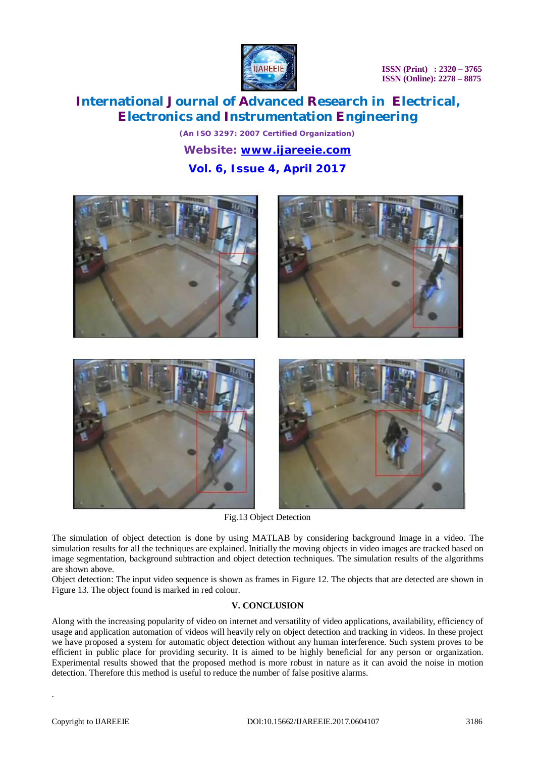Fig.13 Object Detection

The simulation of object detection is done by using MATLAB by considering background Image in a video. The simulation results for all the techniques are explained. Initially the moving objects in video images are tracked based on image segmentation, background subtraction and object detection techniques. The simulation results of the algorithms are shown above.

Object detection: The input video sequence is shown as frames in Figure 12. The objects that are detected are shown in Figure 13. The object found is marked in red colour.

## V. CONCLUSION

Along with the increasing popularity of video on internet and versatility of video applications, availability, efficiency of usage and application automation of videos will heavily rely on object detection and tracking in videos. In these project we have proposed a system for automatic object detection without any human interference. Such system proves to be efficient in public place for providing security. It is aimed to be highly beneficial for any person or organization. Experimental results showed that the proposed method is more robust in nature as it can avoid the noise in motion detection. Therefore this method is useful to reduce the number of false positive alarms.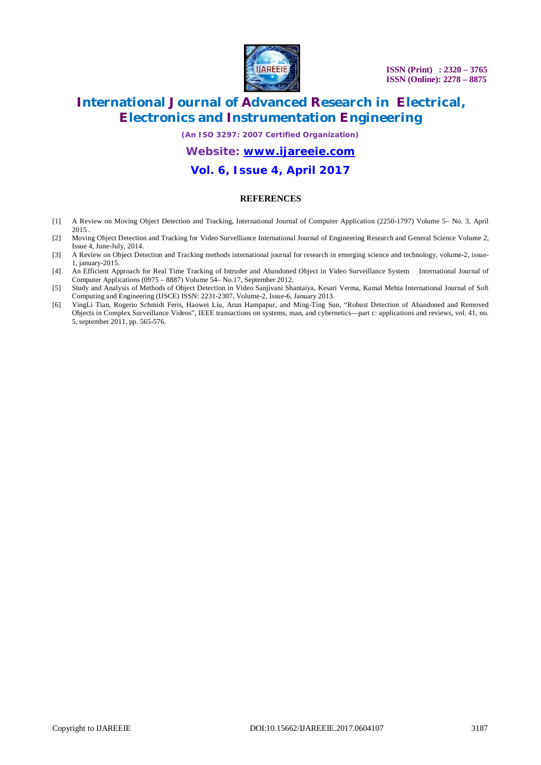## REFERENCES

[1] A Review on Moving Object Detection and Tracking, International Journal of Computer Application (2250-1797) Volume 5– No. 3, April 2015 .

[2] Moving Object Detection and Tracking for Video Survelliance International Journal of Engineering Research and General Science Volume 2, Issue 4, June-July, 2014.

[3] A Review on Object Detection and Tracking methods international journal for research in emerging science and technology, volume-2, issue-1, january-2015.

[4] An Efficient Approach for Real Time Tracking of Intruder and Abandoned Object in Video Surveillance System International Journal of Computer Applications (0975 – 8887) Volume 54– No.17, September 2012.

[5] Study and Analysis of Methods of Object Detection in Video Sanjivani Shantaiya, Kesari Verma, Kamal Mehta International Journal of Soft Computing and Engineering (IJSCE) ISSN: 2231-2307, Volume-2, Issue-6, January 2013.

[6] YingLi Tian, Rogerio Schmidt Feris, Haowei Liu, Arun Hampapur, and Ming-Ting Sun, "Robust Detection of Abandoned and Removed Objects in Complex Surveillance Videos", IEEE transactions on systems, man, and cybernetics—part c: applications and reviews, vol. 41, no. 5, september 2011, pp. 565-576.